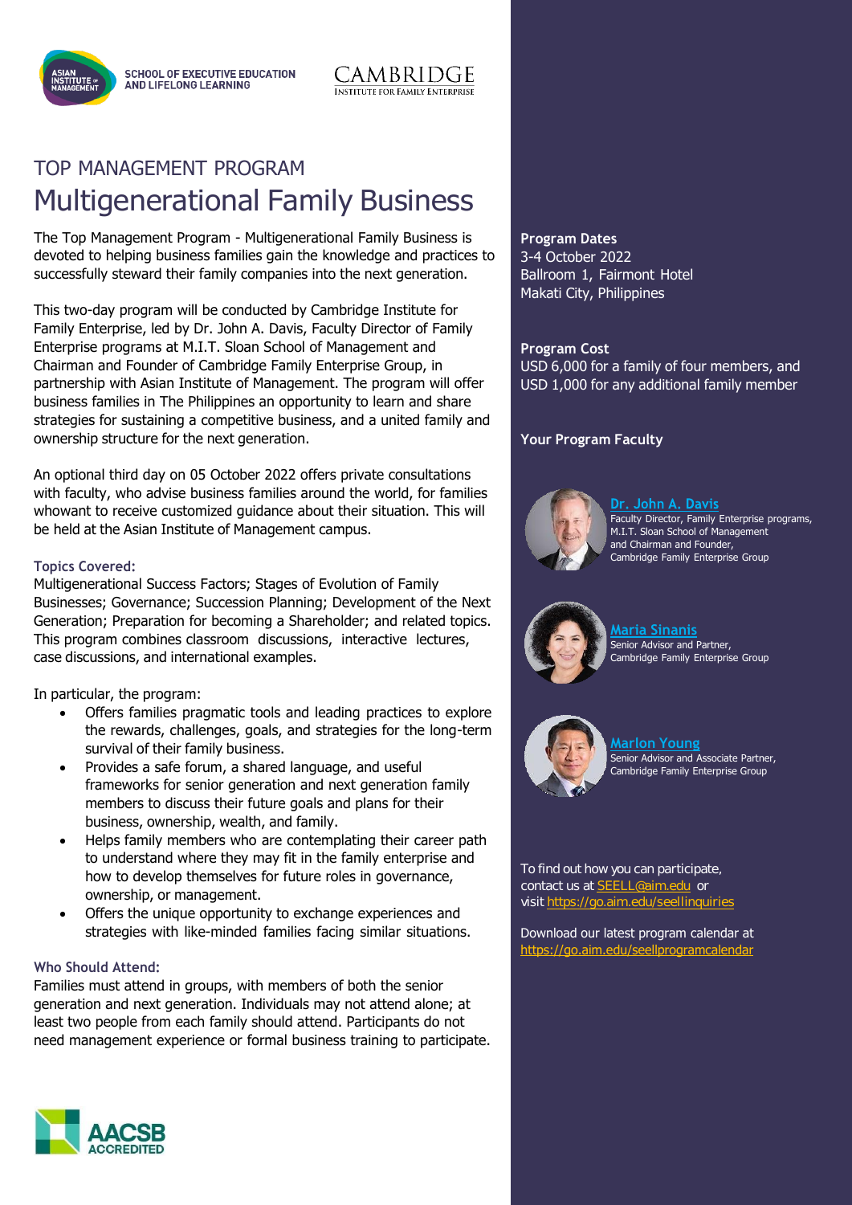SCHOOL OF EXECUTIVE EDUCATION AND LIFELONG LEARNING

CAMBRIDGE INSTITUTE FOR FAMILY ENTERPRISE

## TOP MANAGEMENT PROGRAM

# Multigenerational Family Business

The Top Management Program - Multigenerational Family Business is devoted to helping business families gain the knowledge and practices to successfully steward their family companies into the next generation.

This two-day program will be conducted by Cambridge Institute for Family Enterprise, led by Dr. John A. Davis, Faculty Director of Family Enterprise programs at M.I.T. Sloan School of Management and Chairman and Founder of Cambridge Family Enterprise Group, in partnership with Asian Institute of Management. The program will offer business families in The Philippines an opportunity to learn and share strategies for sustaining a competitive business, and a united family and ownership structure for the next generation.

An optional third day on 05 October 2022 offers private consultations with faculty, who advise business families around the world, for families whowant to receive customized guidance about their situation. This will be held at the Asian Institute of Management campus.

### Topics Covered:

Multigenerational Success Factors; Stages of Evolution of Family Businesses; Governance; Succession Planning; Development of the Next Generation; Preparation for becoming a Shareholder; and related topics. This program combines classroom discussions, interactive lectures, case discussions, and international examples.

In particular, the program:

- Offers families pragmatic tools and leading practices to explore the rewards, challenges, goals, and strategies for the long-term survival of their family business.
- Provides a safe forum, a shared language, and useful frameworks for senior generation and next generation family members to discuss their future goals and plans for their business, ownership, wealth, and family.
- Helps family members who are contemplating their career path to understand where they may fit in the family enterprise and how to develop themselves for future roles in governance, ownership, or management.
- Offers the unique opportunity to exchange experiences and strategies with like-minded families facing similar situations.

### Who Should Attend:

Families must attend in groups, with members of both the senior generation and next generation. Individuals may not attend alone; at least two people from each family should attend. Participants do not need management experience or formal business training to participate.

AACSB ACCREDITED

**Program Dates**
3-4 October 2022
Ballroom 1, Fairmont Hotel
Makati City, Philippines

**Program Cost**
USD 6,000 for a family of four members, and USD 1,000 for any additional family member

**Your Program Faculty**

**Dr. John A. Davis**
Faculty Director, Family Enterprise programs, M.I.T. Sloan School of Management and Chairman and Founder, Cambridge Family Enterprise Group

**Maria Sinanis**
Senior Advisor and Partner, Cambridge Family Enterprise Group

**Marlon Young**
Senior Advisor and Associate Partner, Cambridge Family Enterprise Group

To find out how you can participate, contact us at SEELL@aim.edu or visit https://go.aim.edu/seellinquiries

Download our latest program calendar at https://go.aim.edu/seellprogramcalendar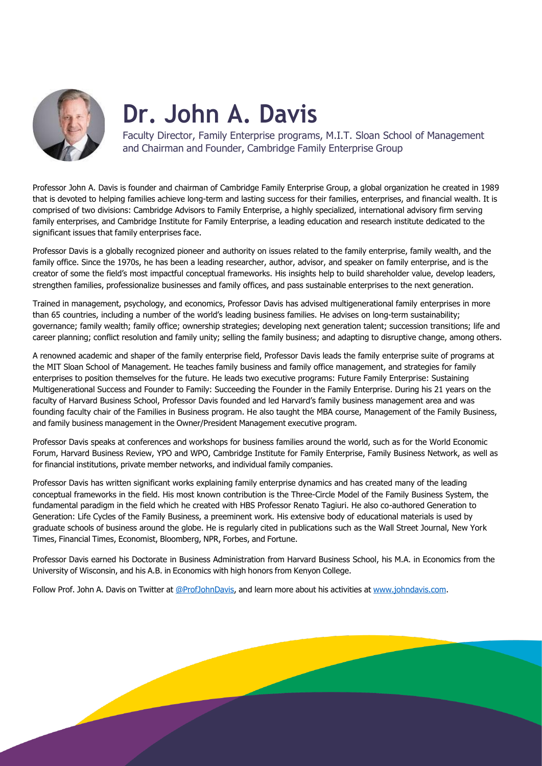# Dr. John A. Davis

Faculty Director, Family Enterprise programs, M.I.T. Sloan School of Management and Chairman and Founder, Cambridge Family Enterprise Group

Professor John A. Davis is founder and chairman of Cambridge Family Enterprise Group, a global organization he created in 1989 that is devoted to helping families achieve long-term and lasting success for their families, enterprises, and financial wealth. It is comprised of two divisions: Cambridge Advisors to Family Enterprise, a highly specialized, international advisory firm serving family enterprises, and Cambridge Institute for Family Enterprise, a leading education and research institute dedicated to the significant issues that family enterprises face.

Professor Davis is a globally recognized pioneer and authority on issues related to the family enterprise, family wealth, and the family office. Since the 1970s, he has been a leading researcher, author, advisor, and speaker on family enterprise, and is the creator of some the field's most impactful conceptual frameworks. His insights help to build shareholder value, develop leaders, strengthen families, professionalize businesses and family offices, and pass sustainable enterprises to the next generation.

Trained in management, psychology, and economics, Professor Davis has advised multigenerational family enterprises in more than 65 countries, including a number of the world's leading business families. He advises on long-term sustainability; governance; family wealth; family office; ownership strategies; developing next generation talent; succession transitions; life and career planning; conflict resolution and family unity; selling the family business; and adapting to disruptive change, among others.

A renowned academic and shaper of the family enterprise field, Professor Davis leads the family enterprise suite of programs at the MIT Sloan School of Management. He teaches family business and family office management, and strategies for family enterprises to position themselves for the future. He leads two executive programs: Future Family Enterprise: Sustaining Multigenerational Success and Founder to Family: Succeeding the Founder in the Family Enterprise. During his 21 years on the faculty of Harvard Business School, Professor Davis founded and led Harvard's family business management area and was founding faculty chair of the Families in Business program. He also taught the MBA course, Management of the Family Business, and family business management in the Owner/President Management executive program.

Professor Davis speaks at conferences and workshops for business families around the world, such as for the World Economic Forum, Harvard Business Review, YPO and WPO, Cambridge Institute for Family Enterprise, Family Business Network, as well as for financial institutions, private member networks, and individual family companies.

Professor Davis has written significant works explaining family enterprise dynamics and has created many of the leading conceptual frameworks in the field. His most known contribution is the Three-Circle Model of the Family Business System, the fundamental paradigm in the field which he created with HBS Professor Renato Tagiuri. He also co-authored Generation to Generation: Life Cycles of the Family Business, a preeminent work. His extensive body of educational materials is used by graduate schools of business around the globe. He is regularly cited in publications such as the Wall Street Journal, New York Times, Financial Times, Economist, Bloomberg, NPR, Forbes, and Fortune.

Professor Davis earned his Doctorate in Business Administration from Harvard Business School, his M.A. in Economics from the University of Wisconsin, and his A.B. in Economics with high honors from Kenyon College.

Follow Prof. John A. Davis on Twitter at [@ProfJohnDavis](https://twitter.com/ProfJohnDavis), and learn more about his activities at [www.johndavis.com](http://www.johndavis.com).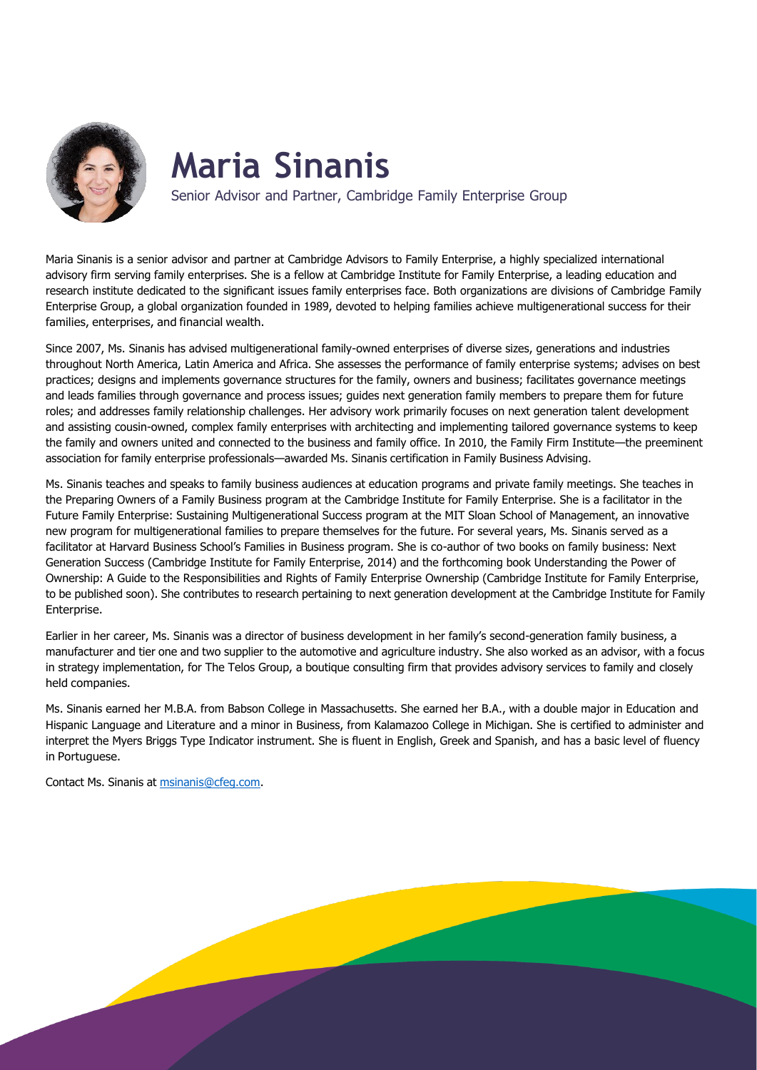# Maria Sinanis

Senior Advisor and Partner, Cambridge Family Enterprise Group

Maria Sinanis is a senior advisor and partner at Cambridge Advisors to Family Enterprise, a highly specialized international advisory firm serving family enterprises. She is a fellow at Cambridge Institute for Family Enterprise, a leading education and research institute dedicated to the significant issues family enterprises face. Both organizations are divisions of Cambridge Family Enterprise Group, a global organization founded in 1989, devoted to helping families achieve multigenerational success for their families, enterprises, and financial wealth.

Since 2007, Ms. Sinanis has advised multigenerational family-owned enterprises of diverse sizes, generations and industries throughout North America, Latin America and Africa. She assesses the performance of family enterprise systems; advises on best practices; designs and implements governance structures for the family, owners and business; facilitates governance meetings and leads families through governance and process issues; guides next generation family members to prepare them for future roles; and addresses family relationship challenges. Her advisory work primarily focuses on next generation talent development and assisting cousin-owned, complex family enterprises with architecting and implementing tailored governance systems to keep the family and owners united and connected to the business and family office. In 2010, the Family Firm Institute—the preeminent association for family enterprise professionals—awarded Ms. Sinanis certification in Family Business Advising.

Ms. Sinanis teaches and speaks to family business audiences at education programs and private family meetings. She teaches in the Preparing Owners of a Family Business program at the Cambridge Institute for Family Enterprise. She is a facilitator in the Future Family Enterprise: Sustaining Multigenerational Success program at the MIT Sloan School of Management, an innovative new program for multigenerational families to prepare themselves for the future. For several years, Ms. Sinanis served as a facilitator at Harvard Business School's Families in Business program. She is co-author of two books on family business: Next Generation Success (Cambridge Institute for Family Enterprise, 2014) and the forthcoming book Understanding the Power of Ownership: A Guide to the Responsibilities and Rights of Family Enterprise Ownership (Cambridge Institute for Family Enterprise, to be published soon). She contributes to research pertaining to next generation development at the Cambridge Institute for Family Enterprise.

Earlier in her career, Ms. Sinanis was a director of business development in her family's second-generation family business, a manufacturer and tier one and two supplier to the automotive and agriculture industry. She also worked as an advisor, with a focus in strategy implementation, for The Telos Group, a boutique consulting firm that provides advisory services to family and closely held companies.

Ms. Sinanis earned her M.B.A. from Babson College in Massachusetts. She earned her B.A., with a double major in Education and Hispanic Language and Literature and a minor in Business, from Kalamazoo College in Michigan. She is certified to administer and interpret the Myers Briggs Type Indicator instrument. She is fluent in English, Greek and Spanish, and has a basic level of fluency in Portuguese.

Contact Ms. Sinanis at msinanis@cfeg.com.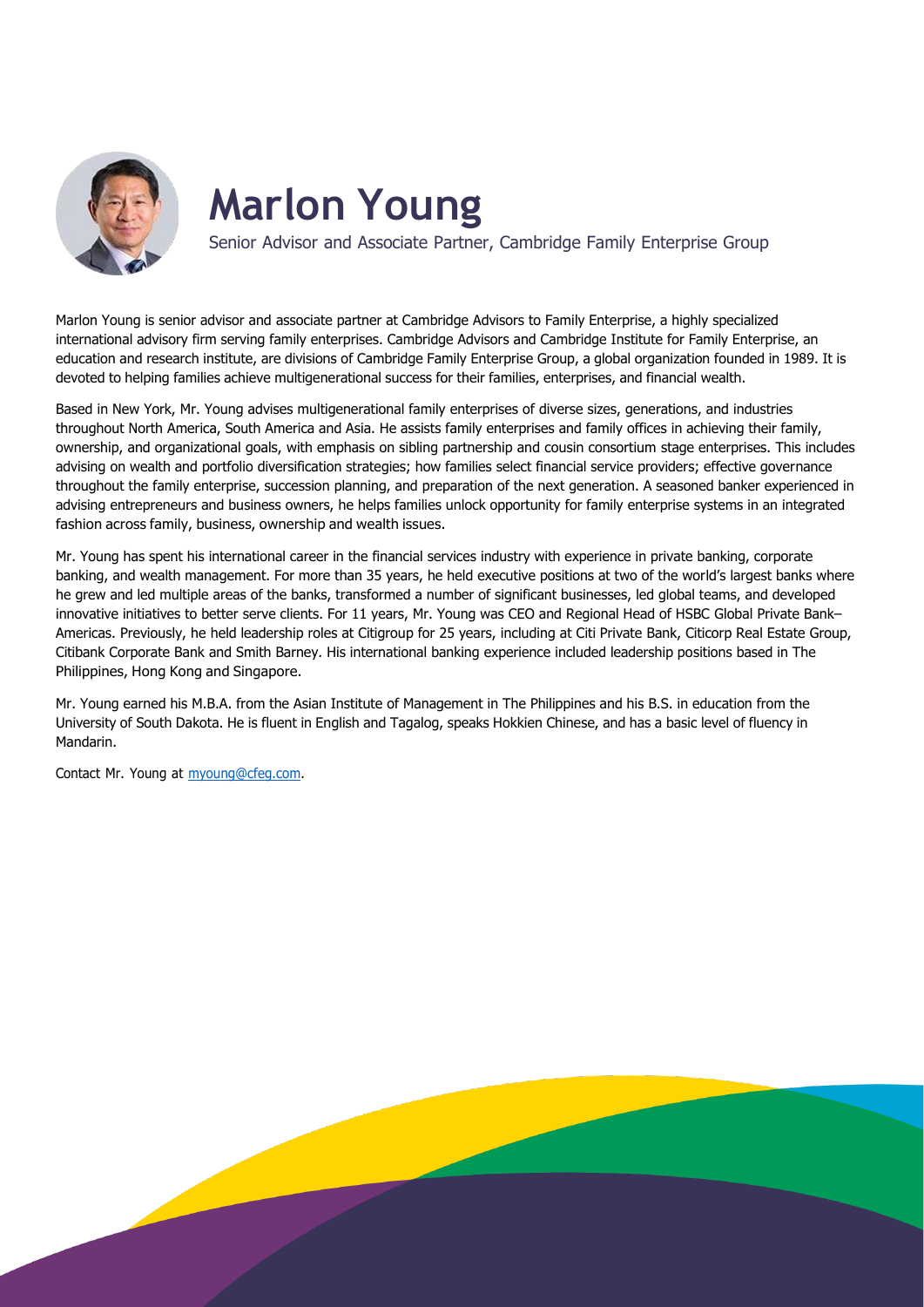# Marlon Young

Senior Advisor and Associate Partner, Cambridge Family Enterprise Group

Marlon Young is senior advisor and associate partner at Cambridge Advisors to Family Enterprise, a highly specialized international advisory firm serving family enterprises. Cambridge Advisors and Cambridge Institute for Family Enterprise, an education and research institute, are divisions of Cambridge Family Enterprise Group, a global organization founded in 1989. It is devoted to helping families achieve multigenerational success for their families, enterprises, and financial wealth.

Based in New York, Mr. Young advises multigenerational family enterprises of diverse sizes, generations, and industries throughout North America, South America and Asia. He assists family enterprises and family offices in achieving their family, ownership, and organizational goals, with emphasis on sibling partnership and cousin consortium stage enterprises. This includes advising on wealth and portfolio diversification strategies; how families select financial service providers; effective governance throughout the family enterprise, succession planning, and preparation of the next generation. A seasoned banker experienced in advising entrepreneurs and business owners, he helps families unlock opportunity for family enterprise systems in an integrated fashion across family, business, ownership and wealth issues.

Mr. Young has spent his international career in the financial services industry with experience in private banking, corporate banking, and wealth management. For more than 35 years, he held executive positions at two of the world's largest banks where he grew and led multiple areas of the banks, transformed a number of significant businesses, led global teams, and developed innovative initiatives to better serve clients. For 11 years, Mr. Young was CEO and Regional Head of HSBC Global Private Bank–Americas. Previously, he held leadership roles at Citigroup for 25 years, including at Citi Private Bank, Citicorp Real Estate Group, Citibank Corporate Bank and Smith Barney. His international banking experience included leadership positions based in The Philippines, Hong Kong and Singapore.

Mr. Young earned his M.B.A. from the Asian Institute of Management in The Philippines and his B.S. in education from the University of South Dakota. He is fluent in English and Tagalog, speaks Hokkien Chinese, and has a basic level of fluency in Mandarin.

Contact Mr. Young at myoung@cfeg.com.